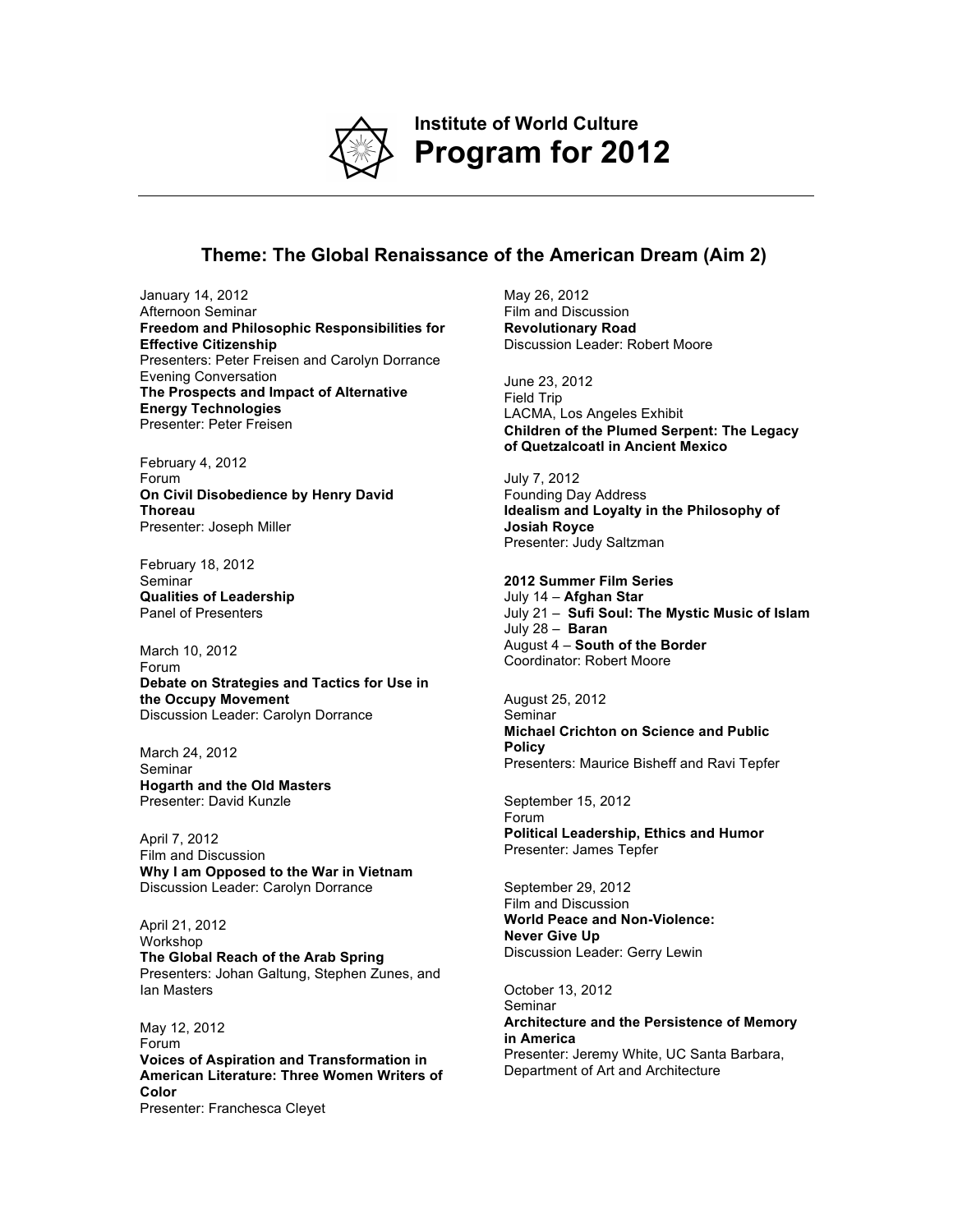# Institute of World Culture
# Program for 2012

## Theme: The Global Renaissance of the American Dream (Aim 2)

January 14, 2012
Afternoon Seminar
**Freedom and Philosophic Responsibilities for Effective Citizenship**
Presenters: Peter Freisen and Carolyn Dorrance
Evening Conversation
**The Prospects and Impact of Alternative Energy Technologies**
Presenter: Peter Freisen

February 4, 2012
Forum
**On Civil Disobedience by Henry David Thoreau**
Presenter: Joseph Miller

February 18, 2012
Seminar
**Qualities of Leadership**
Panel of Presenters

March 10, 2012
Forum
**Debate on Strategies and Tactics for Use in the Occupy Movement**
Discussion Leader: Carolyn Dorrance

March 24, 2012
Seminar
**Hogarth and the Old Masters**
Presenter: David Kunzle

April 7, 2012
Film and Discussion
**Why I am Opposed to the War in Vietnam**
Discussion Leader: Carolyn Dorrance

April 21, 2012
Workshop
**The Global Reach of the Arab Spring**
Presenters: Johan Galtung, Stephen Zunes, and Ian Masters

May 12, 2012
Forum
**Voices of Aspiration and Transformation in American Literature: Three Women Writers of Color**
Presenter: Franchesca Cleyet

May 26, 2012
Film and Discussion
**Revolutionary Road**
Discussion Leader: Robert Moore

June 23, 2012
Field Trip
LACMA, Los Angeles Exhibit
**Children of the Plumed Serpent: The Legacy of Quetzalcoatl in Ancient Mexico**

July 7, 2012
Founding Day Address
**Idealism and Loyalty in the Philosophy of Josiah Royce**
Presenter: Judy Saltzman

**2012 Summer Film Series**
July 14 – **Afghan Star**
July 21 – **Sufi Soul: The Mystic Music of Islam**
July 28 – **Baran**
August 4 – **South of the Border**
Coordinator: Robert Moore

August 25, 2012
Seminar
**Michael Crichton on Science and Public Policy**
Presenters: Maurice Bisheff and Ravi Tepfer

September 15, 2012
Forum
**Political Leadership, Ethics and Humor**
Presenter: James Tepfer

September 29, 2012
Film and Discussion
**World Peace and Non-Violence: Never Give Up**
Discussion Leader: Gerry Lewin

October 13, 2012
Seminar
**Architecture and the Persistence of Memory in America**
Presenter: Jeremy White, UC Santa Barbara, Department of Art and Architecture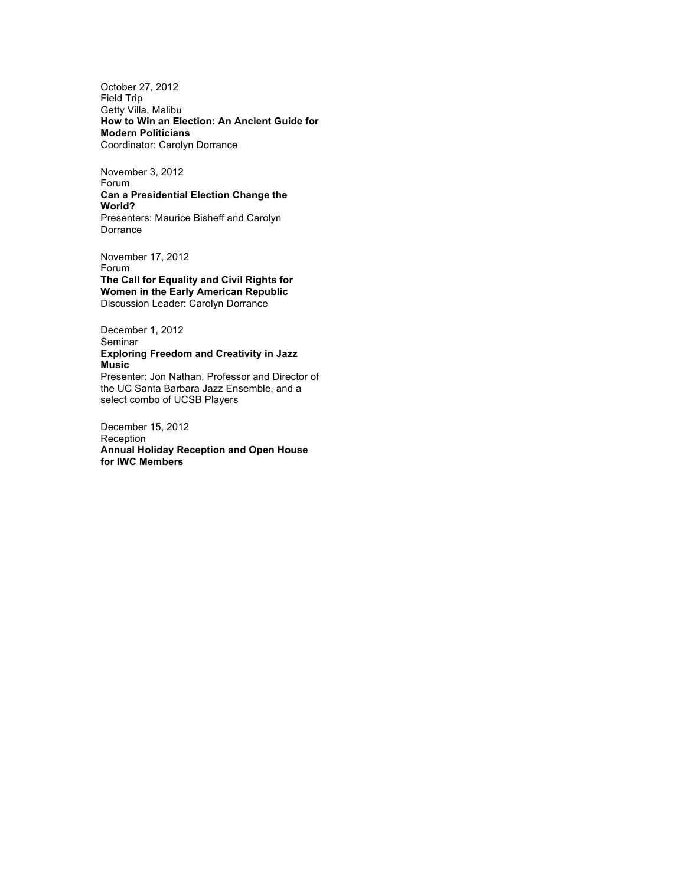October 27, 2012
Field Trip
Getty Villa, Malibu
**How to Win an Election: An Ancient Guide for Modern Politicians**
Coordinator: Carolyn Dorrance

November 3, 2012
Forum
**Can a Presidential Election Change the World?**
Presenters: Maurice Bisheff and Carolyn Dorrance

November 17, 2012
Forum
**The Call for Equality and Civil Rights for Women in the Early American Republic**
Discussion Leader: Carolyn Dorrance

December 1, 2012
Seminar
**Exploring Freedom and Creativity in Jazz Music**
Presenter: Jon Nathan, Professor and Director of the UC Santa Barbara Jazz Ensemble, and a select combo of UCSB Players

December 15, 2012
Reception
**Annual Holiday Reception and Open House for IWC Members**